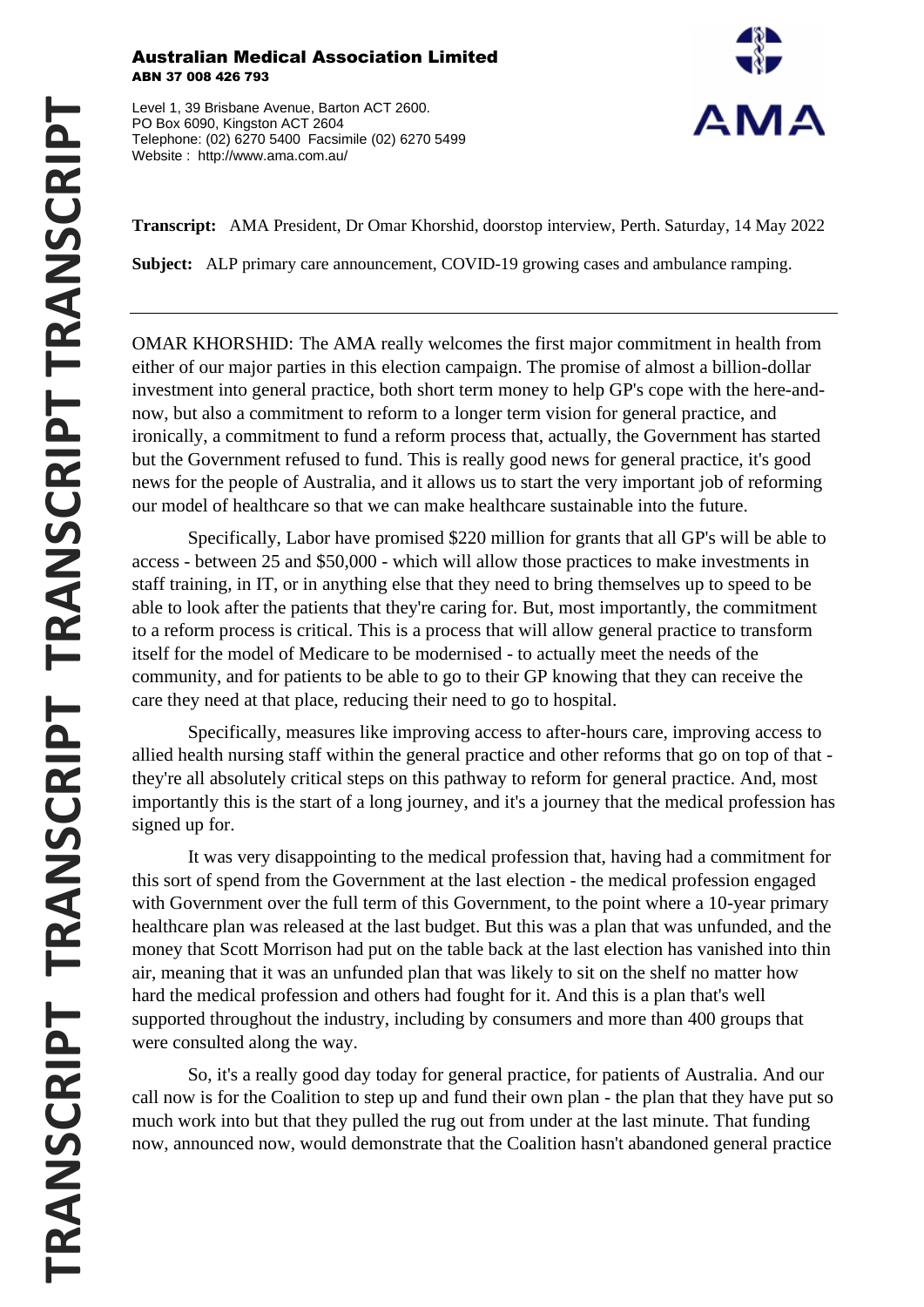**Australian Medical Association Limited**
**ABN 37 008 426 793**

Level 1, 39 Brisbane Avenue, Barton ACT 2600.
PO Box 6090, Kingston ACT 2604
Telephone: (02) 6270 5400 Facsimile (02) 6270 5499
Website : http://www.ama.com.au/

**Transcript:** AMA President, Dr Omar Khorshid, doorstop interview, Perth. Saturday, 14 May 2022

**Subject:** ALP primary care announcement, COVID-19 growing cases and ambulance ramping.

---

OMAR KHORSHID: The AMA really welcomes the first major commitment in health from either of our major parties in this election campaign. The promise of almost a billion-dollar investment into general practice, both short term money to help GP's cope with the here-and-now, but also a commitment to reform to a longer term vision for general practice, and ironically, a commitment to fund a reform process that, actually, the Government has started but the Government refused to fund. This is really good news for general practice, it's good news for the people of Australia, and it allows us to start the very important job of reforming our model of healthcare so that we can make healthcare sustainable into the future.

Specifically, Labor have promised $220 million for grants that all GP's will be able to access - between 25 and $50,000 - which will allow those practices to make investments in staff training, in IT, or in anything else that they need to bring themselves up to speed to be able to look after the patients that they're caring for. But, most importantly, the commitment to a reform process is critical. This is a process that will allow general practice to transform itself for the model of Medicare to be modernised - to actually meet the needs of the community, and for patients to be able to go to their GP knowing that they can receive the care they need at that place, reducing their need to go to hospital.

Specifically, measures like improving access to after-hours care, improving access to allied health nursing staff within the general practice and other reforms that go on top of that - they're all absolutely critical steps on this pathway to reform for general practice. And, most importantly this is the start of a long journey, and it's a journey that the medical profession has signed up for.

It was very disappointing to the medical profession that, having had a commitment for this sort of spend from the Government at the last election - the medical profession engaged with Government over the full term of this Government, to the point where a 10-year primary healthcare plan was released at the last budget. But this was a plan that was unfunded, and the money that Scott Morrison had put on the table back at the last election has vanished into thin air, meaning that it was an unfunded plan that was likely to sit on the shelf no matter how hard the medical profession and others had fought for it. And this is a plan that's well supported throughout the industry, including by consumers and more than 400 groups that were consulted along the way.

So, it's a really good day today for general practice, for patients of Australia. And our call now is for the Coalition to step up and fund their own plan - the plan that they have put so much work into but that they pulled the rug out from under at the last minute. That funding now, announced now, would demonstrate that the Coalition hasn't abandoned general practice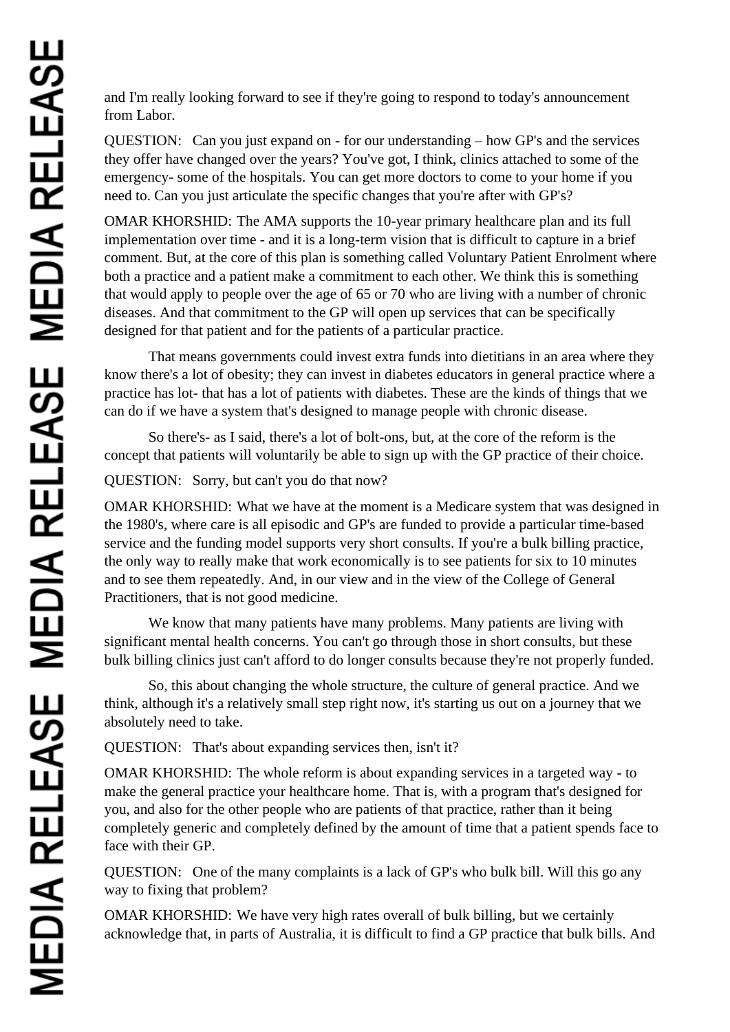and I'm really looking forward to see if they're going to respond to today's announcement from Labor.

QUESTION: Can you just expand on - for our understanding – how GP's and the services they offer have changed over the years? You've got, I think, clinics attached to some of the emergency- some of the hospitals. You can get more doctors to come to your home if you need to. Can you just articulate the specific changes that you're after with GP's?

OMAR KHORSHID: The AMA supports the 10-year primary healthcare plan and its full implementation over time - and it is a long-term vision that is difficult to capture in a brief comment. But, at the core of this plan is something called Voluntary Patient Enrolment where both a practice and a patient make a commitment to each other. We think this is something that would apply to people over the age of 65 or 70 who are living with a number of chronic diseases. And that commitment to the GP will open up services that can be specifically designed for that patient and for the patients of a particular practice.

That means governments could invest extra funds into dietitians in an area where they know there's a lot of obesity; they can invest in diabetes educators in general practice where a practice has lot- that has a lot of patients with diabetes. These are the kinds of things that we can do if we have a system that's designed to manage people with chronic disease.

So there's- as I said, there's a lot of bolt-ons, but, at the core of the reform is the concept that patients will voluntarily be able to sign up with the GP practice of their choice.

QUESTION: Sorry, but can't you do that now?

OMAR KHORSHID: What we have at the moment is a Medicare system that was designed in the 1980's, where care is all episodic and GP's are funded to provide a particular time-based service and the funding model supports very short consults. If you're a bulk billing practice, the only way to really make that work economically is to see patients for six to 10 minutes and to see them repeatedly. And, in our view and in the view of the College of General Practitioners, that is not good medicine.

We know that many patients have many problems. Many patients are living with significant mental health concerns. You can't go through those in short consults, but these bulk billing clinics just can't afford to do longer consults because they're not properly funded.

So, this about changing the whole structure, the culture of general practice. And we think, although it's a relatively small step right now, it's starting us out on a journey that we absolutely need to take.

QUESTION: That's about expanding services then, isn't it?

OMAR KHORSHID: The whole reform is about expanding services in a targeted way - to make the general practice your healthcare home. That is, with a program that's designed for you, and also for the other people who are patients of that practice, rather than it being completely generic and completely defined by the amount of time that a patient spends face to face with their GP.

QUESTION: One of the many complaints is a lack of GP's who bulk bill. Will this go any way to fixing that problem?

OMAR KHORSHID: We have very high rates overall of bulk billing, but we certainly acknowledge that, in parts of Australia, it is difficult to find a GP practice that bulk bills. And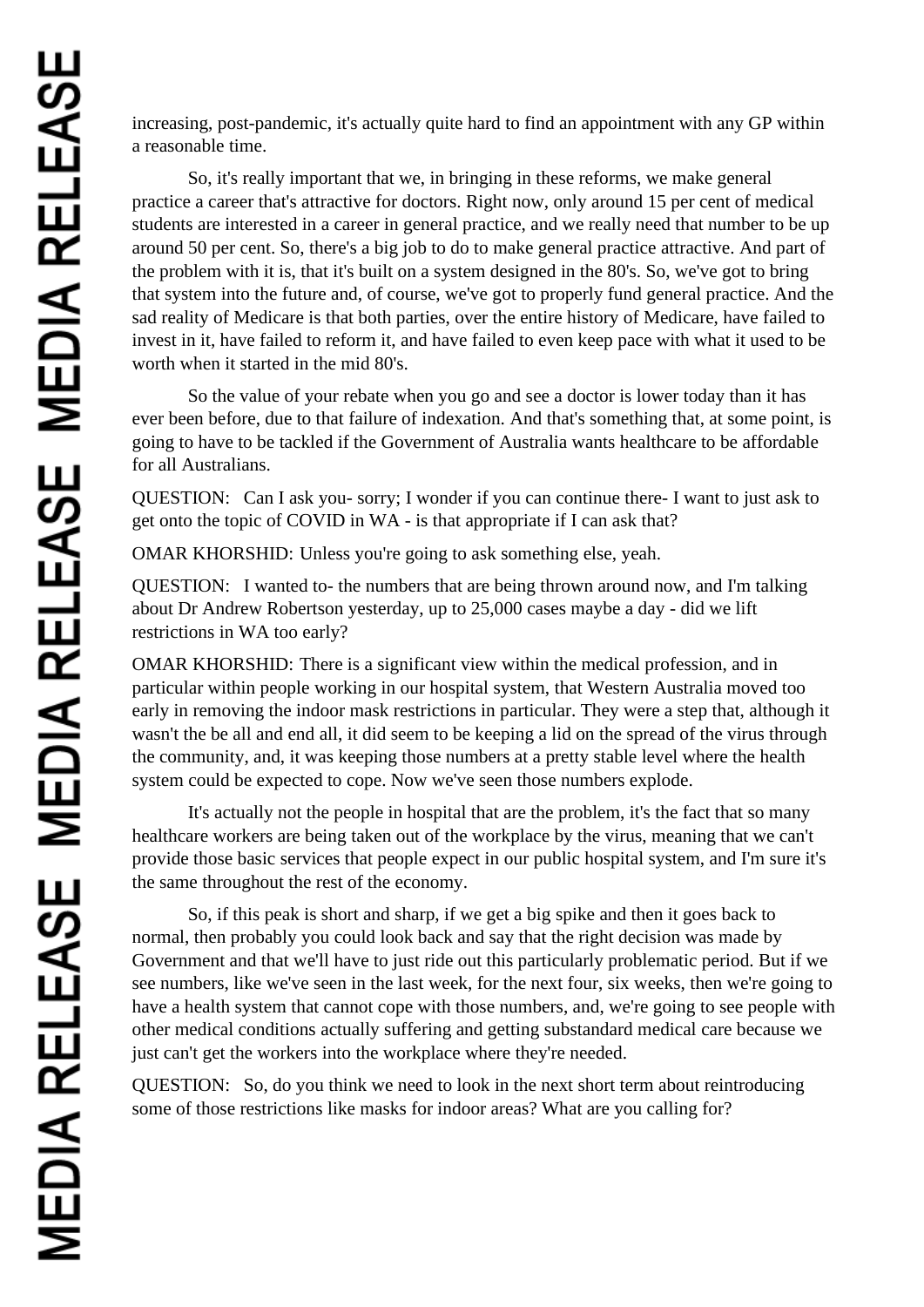increasing, post-pandemic, it's actually quite hard to find an appointment with any GP within a reasonable time.

So, it's really important that we, in bringing in these reforms, we make general practice a career that's attractive for doctors. Right now, only around 15 per cent of medical students are interested in a career in general practice, and we really need that number to be up around 50 per cent. So, there's a big job to do to make general practice attractive. And part of the problem with it is, that it's built on a system designed in the 80's. So, we've got to bring that system into the future and, of course, we've got to properly fund general practice. And the sad reality of Medicare is that both parties, over the entire history of Medicare, have failed to invest in it, have failed to reform it, and have failed to even keep pace with what it used to be worth when it started in the mid 80's.

So the value of your rebate when you go and see a doctor is lower today than it has ever been before, due to that failure of indexation. And that's something that, at some point, is going to have to be tackled if the Government of Australia wants healthcare to be affordable for all Australians.

QUESTION: Can I ask you- sorry; I wonder if you can continue there- I want to just ask to get onto the topic of COVID in WA - is that appropriate if I can ask that?

OMAR KHORSHID: Unless you're going to ask something else, yeah.

QUESTION: I wanted to- the numbers that are being thrown around now, and I'm talking about Dr Andrew Robertson yesterday, up to 25,000 cases maybe a day - did we lift restrictions in WA too early?

OMAR KHORSHID: There is a significant view within the medical profession, and in particular within people working in our hospital system, that Western Australia moved too early in removing the indoor mask restrictions in particular. They were a step that, although it wasn't the be all and end all, it did seem to be keeping a lid on the spread of the virus through the community, and, it was keeping those numbers at a pretty stable level where the health system could be expected to cope. Now we've seen those numbers explode.

It's actually not the people in hospital that are the problem, it's the fact that so many healthcare workers are being taken out of the workplace by the virus, meaning that we can't provide those basic services that people expect in our public hospital system, and I'm sure it's the same throughout the rest of the economy.

So, if this peak is short and sharp, if we get a big spike and then it goes back to normal, then probably you could look back and say that the right decision was made by Government and that we'll have to just ride out this particularly problematic period. But if we see numbers, like we've seen in the last week, for the next four, six weeks, then we're going to have a health system that cannot cope with those numbers, and, we're going to see people with other medical conditions actually suffering and getting substandard medical care because we just can't get the workers into the workplace where they're needed.

QUESTION: So, do you think we need to look in the next short term about reintroducing some of those restrictions like masks for indoor areas? What are you calling for?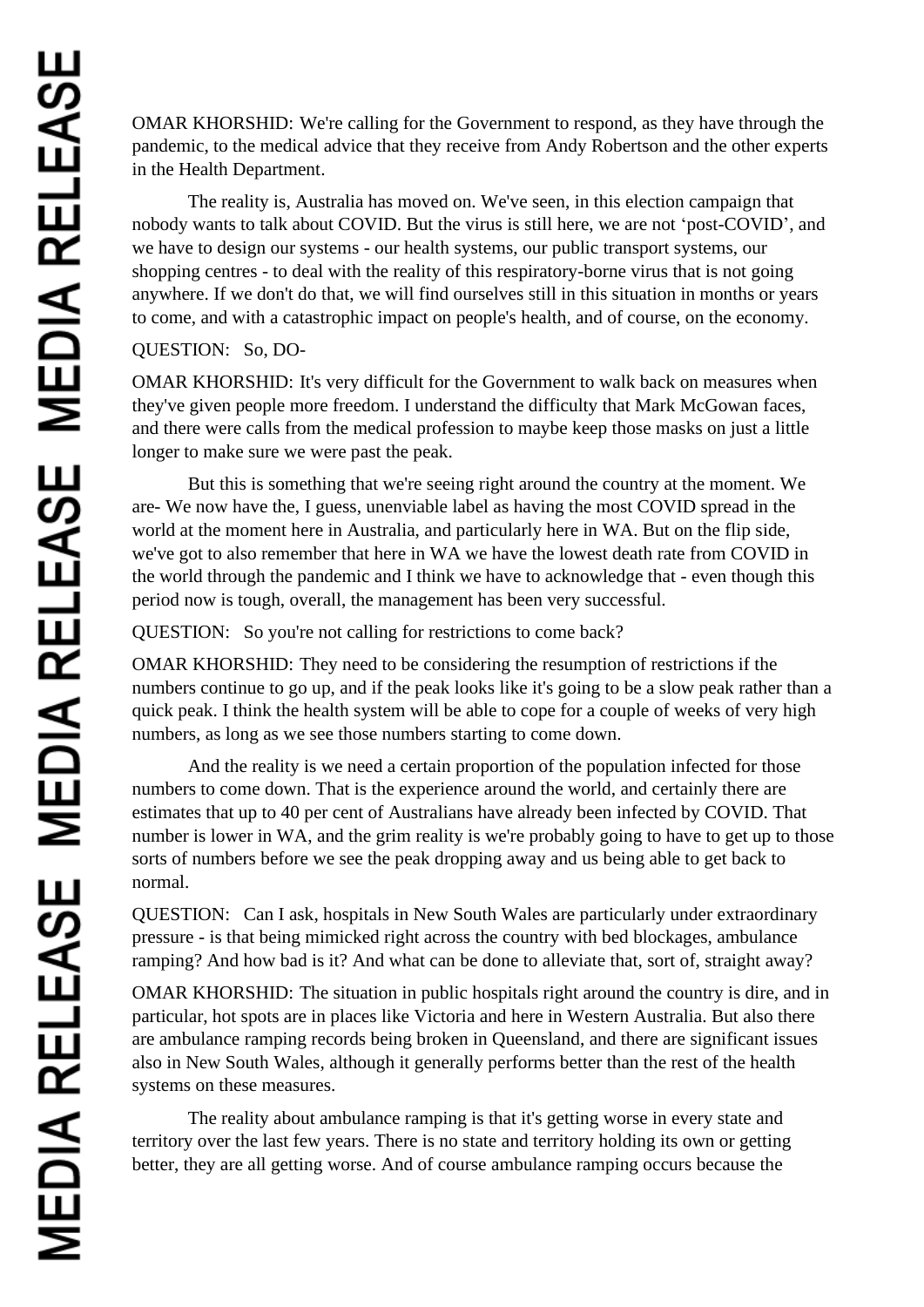OMAR KHORSHID: We're calling for the Government to respond, as they have through the pandemic, to the medical advice that they receive from Andy Robertson and the other experts in the Health Department.

The reality is, Australia has moved on. We've seen, in this election campaign that nobody wants to talk about COVID. But the virus is still here, we are not 'post-COVID', and we have to design our systems - our health systems, our public transport systems, our shopping centres - to deal with the reality of this respiratory-borne virus that is not going anywhere. If we don't do that, we will find ourselves still in this situation in months or years to come, and with a catastrophic impact on people's health, and of course, on the economy.

QUESTION: So, DO-

OMAR KHORSHID: It's very difficult for the Government to walk back on measures when they've given people more freedom. I understand the difficulty that Mark McGowan faces, and there were calls from the medical profession to maybe keep those masks on just a little longer to make sure we were past the peak.

But this is something that we're seeing right around the country at the moment. We are- We now have the, I guess, unenviable label as having the most COVID spread in the world at the moment here in Australia, and particularly here in WA. But on the flip side, we've got to also remember that here in WA we have the lowest death rate from COVID in the world through the pandemic and I think we have to acknowledge that - even though this period now is tough, overall, the management has been very successful.

QUESTION: So you're not calling for restrictions to come back?

OMAR KHORSHID: They need to be considering the resumption of restrictions if the numbers continue to go up, and if the peak looks like it's going to be a slow peak rather than a quick peak. I think the health system will be able to cope for a couple of weeks of very high numbers, as long as we see those numbers starting to come down.

And the reality is we need a certain proportion of the population infected for those numbers to come down. That is the experience around the world, and certainly there are estimates that up to 40 per cent of Australians have already been infected by COVID. That number is lower in WA, and the grim reality is we're probably going to have to get up to those sorts of numbers before we see the peak dropping away and us being able to get back to normal.

QUESTION: Can I ask, hospitals in New South Wales are particularly under extraordinary pressure - is that being mimicked right across the country with bed blockages, ambulance ramping? And how bad is it? And what can be done to alleviate that, sort of, straight away?

OMAR KHORSHID: The situation in public hospitals right around the country is dire, and in particular, hot spots are in places like Victoria and here in Western Australia. But also there are ambulance ramping records being broken in Queensland, and there are significant issues also in New South Wales, although it generally performs better than the rest of the health systems on these measures.

The reality about ambulance ramping is that it's getting worse in every state and territory over the last few years. There is no state and territory holding its own or getting better, they are all getting worse. And of course ambulance ramping occurs because the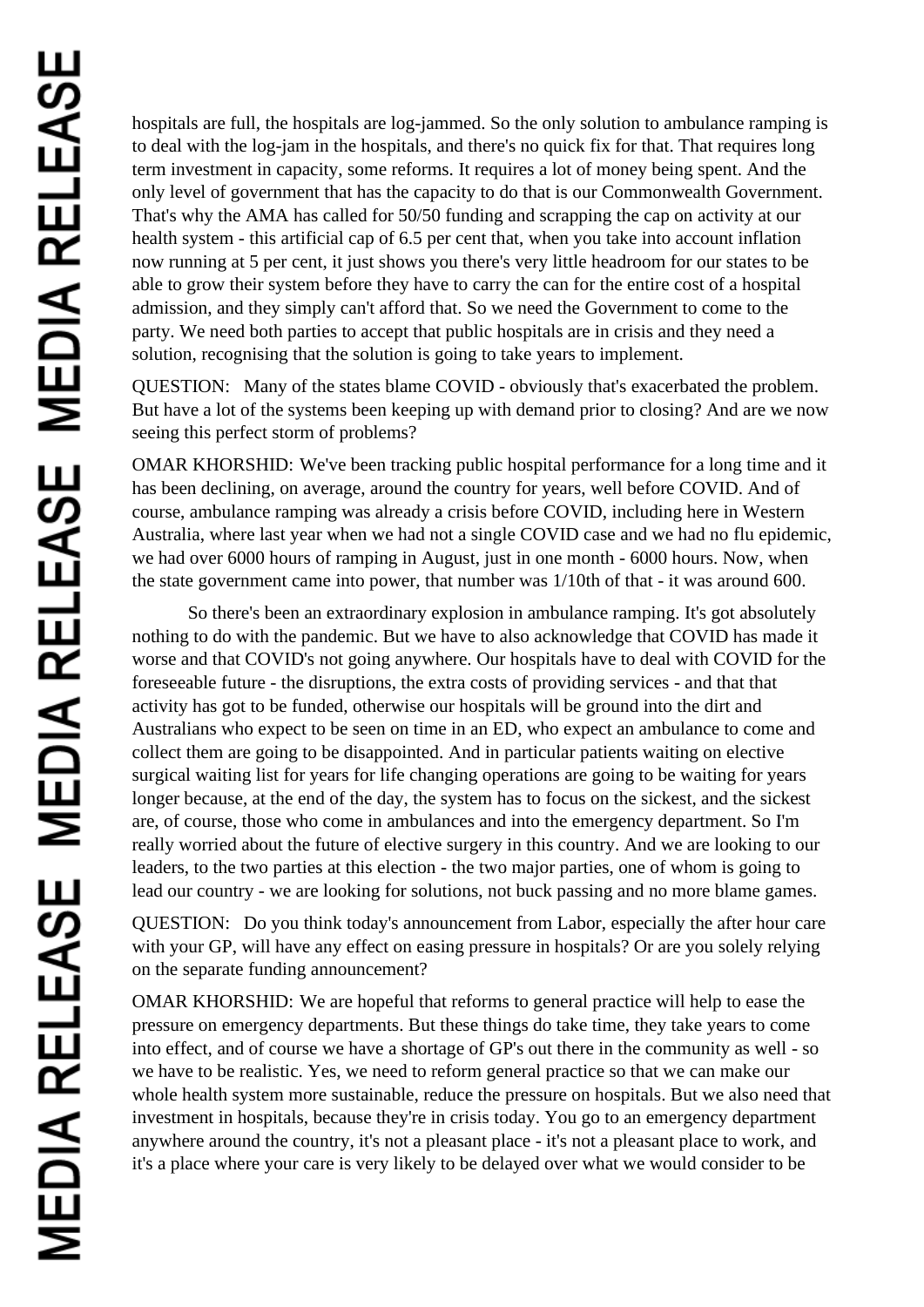hospitals are full, the hospitals are log-jammed. So the only solution to ambulance ramping is to deal with the log-jam in the hospitals, and there's no quick fix for that. That requires long term investment in capacity, some reforms. It requires a lot of money being spent. And the only level of government that has the capacity to do that is our Commonwealth Government. That's why the AMA has called for 50/50 funding and scrapping the cap on activity at our health system - this artificial cap of 6.5 per cent that, when you take into account inflation now running at 5 per cent, it just shows you there's very little headroom for our states to be able to grow their system before they have to carry the can for the entire cost of a hospital admission, and they simply can't afford that. So we need the Government to come to the party. We need both parties to accept that public hospitals are in crisis and they need a solution, recognising that the solution is going to take years to implement.

QUESTION: Many of the states blame COVID - obviously that's exacerbated the problem. But have a lot of the systems been keeping up with demand prior to closing? And are we now seeing this perfect storm of problems?

OMAR KHORSHID: We've been tracking public hospital performance for a long time and it has been declining, on average, around the country for years, well before COVID. And of course, ambulance ramping was already a crisis before COVID, including here in Western Australia, where last year when we had not a single COVID case and we had no flu epidemic, we had over 6000 hours of ramping in August, just in one month - 6000 hours. Now, when the state government came into power, that number was 1/10th of that - it was around 600.

So there's been an extraordinary explosion in ambulance ramping. It's got absolutely nothing to do with the pandemic. But we have to also acknowledge that COVID has made it worse and that COVID's not going anywhere. Our hospitals have to deal with COVID for the foreseeable future - the disruptions, the extra costs of providing services - and that that activity has got to be funded, otherwise our hospitals will be ground into the dirt and Australians who expect to be seen on time in an ED, who expect an ambulance to come and collect them are going to be disappointed. And in particular patients waiting on elective surgical waiting list for years for life changing operations are going to be waiting for years longer because, at the end of the day, the system has to focus on the sickest, and the sickest are, of course, those who come in ambulances and into the emergency department. So I'm really worried about the future of elective surgery in this country. And we are looking to our leaders, to the two parties at this election - the two major parties, one of whom is going to lead our country - we are looking for solutions, not buck passing and no more blame games.

QUESTION: Do you think today's announcement from Labor, especially the after hour care with your GP, will have any effect on easing pressure in hospitals? Or are you solely relying on the separate funding announcement?

OMAR KHORSHID: We are hopeful that reforms to general practice will help to ease the pressure on emergency departments. But these things do take time, they take years to come into effect, and of course we have a shortage of GP's out there in the community as well - so we have to be realistic. Yes, we need to reform general practice so that we can make our whole health system more sustainable, reduce the pressure on hospitals. But we also need that investment in hospitals, because they're in crisis today. You go to an emergency department anywhere around the country, it's not a pleasant place - it's not a pleasant place to work, and it's a place where your care is very likely to be delayed over what we would consider to be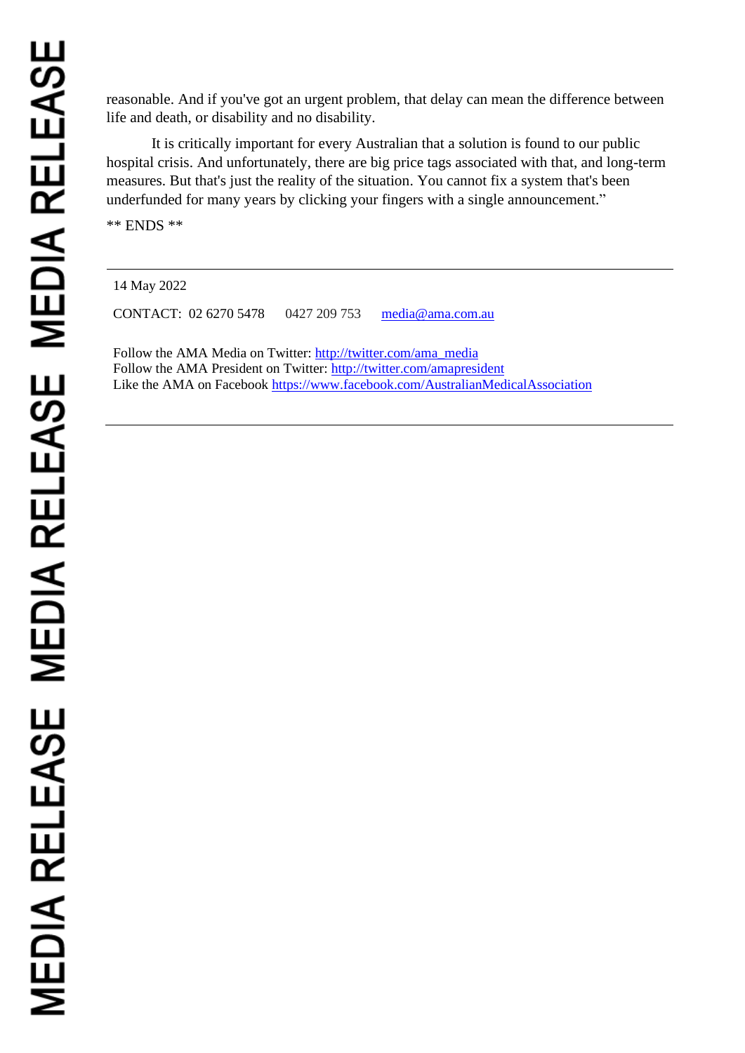reasonable. And if you've got an urgent problem, that delay can mean the difference between life and death, or disability and no disability.

It is critically important for every Australian that a solution is found to our public hospital crisis. And unfortunately, there are big price tags associated with that, and long-term measures. But that's just the reality of the situation. You cannot fix a system that's been underfunded for many years by clicking your fingers with a single announcement."

** ENDS **

---

14 May 2022

CONTACT: 02 6270 5478 0427 209 753 media@ama.com.au

Follow the AMA Media on Twitter: http://twitter.com/ama_media
Follow the AMA President on Twitter: http://twitter.com/amapresident
Like the AMA on Facebook https://www.facebook.com/AustralianMedicalAssociation

---